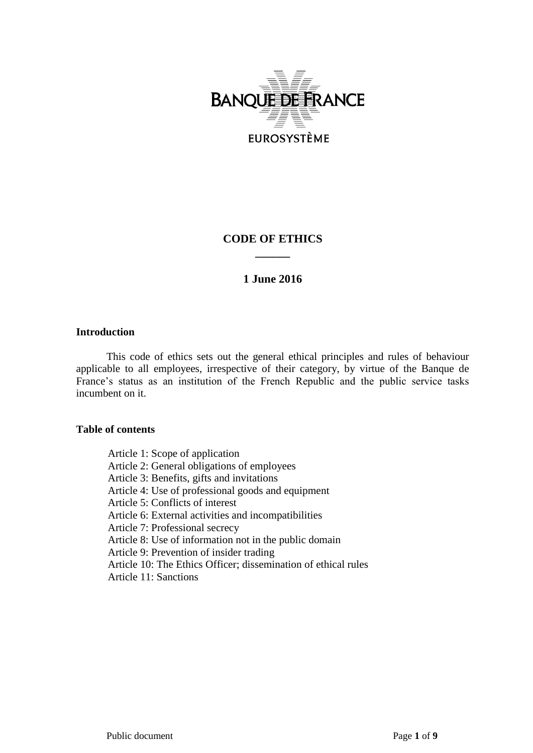BANQUE DE FRANCE

EUROSYSTÈME

# CODE OF ETHICS

______

**1 June 2016**

## Introduction

This code of ethics sets out the general ethical principles and rules of behaviour applicable to all employees, irrespective of their category, by virtue of the Banque de France's status as an institution of the French Republic and the public service tasks incumbent on it.

## Table of contents

- Article 1: Scope of application
- Article 2: General obligations of employees
- Article 3: Benefits, gifts and invitations
- Article 4: Use of professional goods and equipment
- Article 5: Conflicts of interest
- Article 6: External activities and incompatibilities
- Article 7: Professional secrecy
- Article 8: Use of information not in the public domain
- Article 9: Prevention of insider trading
- Article 10: The Ethics Officer; dissemination of ethical rules
- Article 11: Sanctions

Public document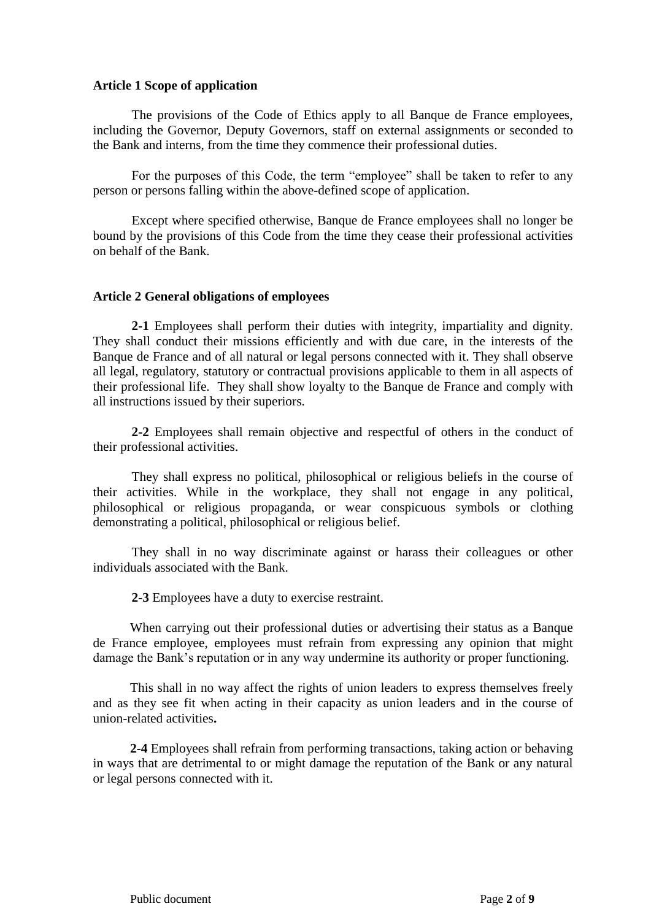**Article 1 Scope of application**

The provisions of the Code of Ethics apply to all Banque de France employees, including the Governor, Deputy Governors, staff on external assignments or seconded to the Bank and interns, from the time they commence their professional duties.

For the purposes of this Code, the term "employee" shall be taken to refer to any person or persons falling within the above-defined scope of application.

Except where specified otherwise, Banque de France employees shall no longer be bound by the provisions of this Code from the time they cease their professional activities on behalf of the Bank.

**Article 2 General obligations of employees**

**2-1** Employees shall perform their duties with integrity, impartiality and dignity. They shall conduct their missions efficiently and with due care, in the interests of the Banque de France and of all natural or legal persons connected with it. They shall observe all legal, regulatory, statutory or contractual provisions applicable to them in all aspects of their professional life. They shall show loyalty to the Banque de France and comply with all instructions issued by their superiors.

**2-2** Employees shall remain objective and respectful of others in the conduct of their professional activities.

They shall express no political, philosophical or religious beliefs in the course of their activities. While in the workplace, they shall not engage in any political, philosophical or religious propaganda, or wear conspicuous symbols or clothing demonstrating a political, philosophical or religious belief.

They shall in no way discriminate against or harass their colleagues or other individuals associated with the Bank.

**2-3** Employees have a duty to exercise restraint.

When carrying out their professional duties or advertising their status as a Banque de France employee, employees must refrain from expressing any opinion that might damage the Bank's reputation or in any way undermine its authority or proper functioning.

This shall in no way affect the rights of union leaders to express themselves freely and as they see fit when acting in their capacity as union leaders and in the course of union-related activities**.**

**2-4** Employees shall refrain from performing transactions, taking action or behaving in ways that are detrimental to or might damage the reputation of the Bank or any natural or legal persons connected with it.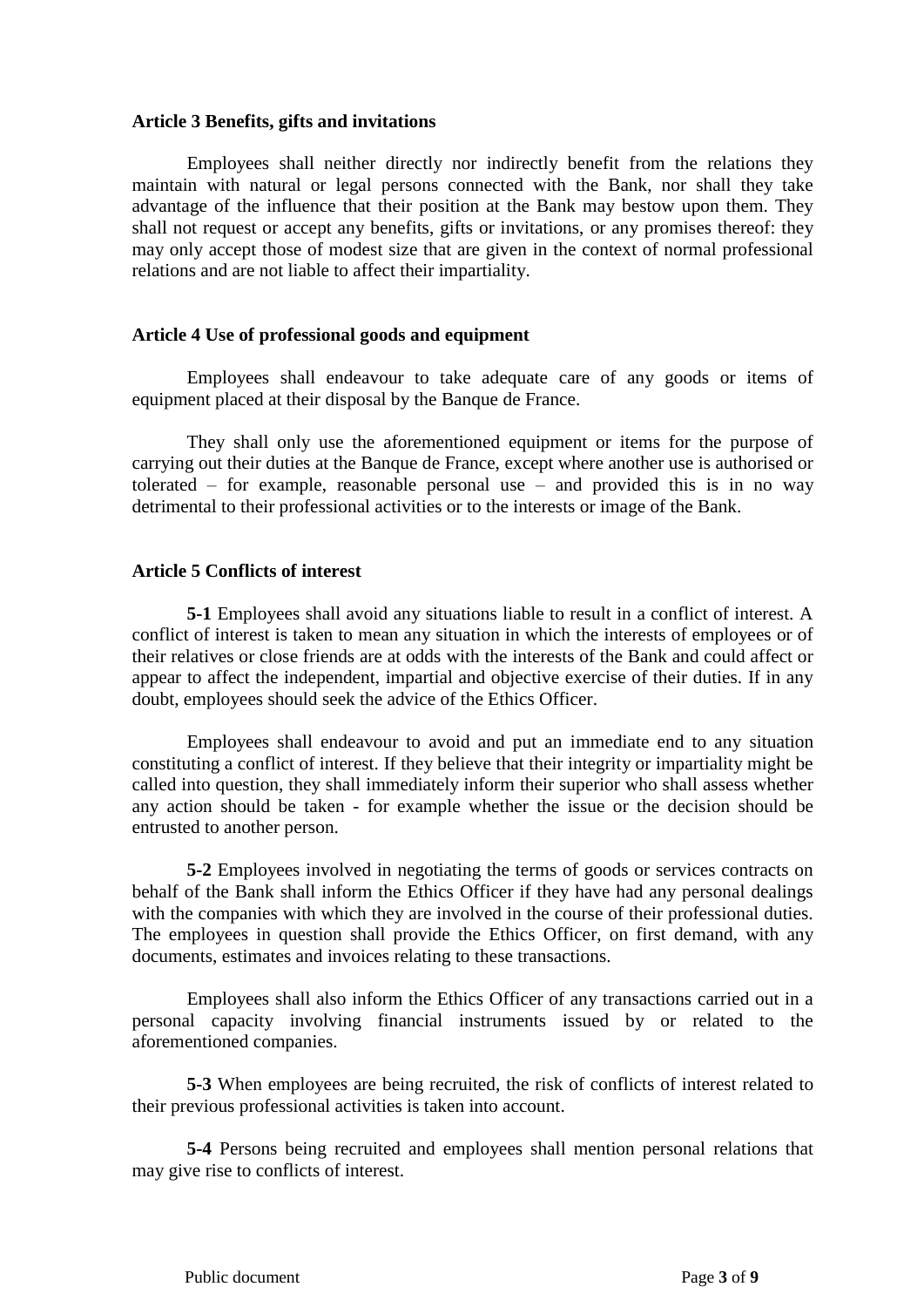## Article 3 Benefits, gifts and invitations

Employees shall neither directly nor indirectly benefit from the relations they maintain with natural or legal persons connected with the Bank, nor shall they take advantage of the influence that their position at the Bank may bestow upon them. They shall not request or accept any benefits, gifts or invitations, or any promises thereof: they may only accept those of modest size that are given in the context of normal professional relations and are not liable to affect their impartiality.

## Article 4 Use of professional goods and equipment

Employees shall endeavour to take adequate care of any goods or items of equipment placed at their disposal by the Banque de France.

They shall only use the aforementioned equipment or items for the purpose of carrying out their duties at the Banque de France, except where another use is authorised or tolerated – for example, reasonable personal use – and provided this is in no way detrimental to their professional activities or to the interests or image of the Bank.

## Article 5 Conflicts of interest

**5-1** Employees shall avoid any situations liable to result in a conflict of interest. A conflict of interest is taken to mean any situation in which the interests of employees or of their relatives or close friends are at odds with the interests of the Bank and could affect or appear to affect the independent, impartial and objective exercise of their duties. If in any doubt, employees should seek the advice of the Ethics Officer.

Employees shall endeavour to avoid and put an immediate end to any situation constituting a conflict of interest. If they believe that their integrity or impartiality might be called into question, they shall immediately inform their superior who shall assess whether any action should be taken - for example whether the issue or the decision should be entrusted to another person.

**5-2** Employees involved in negotiating the terms of goods or services contracts on behalf of the Bank shall inform the Ethics Officer if they have had any personal dealings with the companies with which they are involved in the course of their professional duties. The employees in question shall provide the Ethics Officer, on first demand, with any documents, estimates and invoices relating to these transactions.

Employees shall also inform the Ethics Officer of any transactions carried out in a personal capacity involving financial instruments issued by or related to the aforementioned companies.

**5-3** When employees are being recruited, the risk of conflicts of interest related to their previous professional activities is taken into account.

**5-4** Persons being recruited and employees shall mention personal relations that may give rise to conflicts of interest.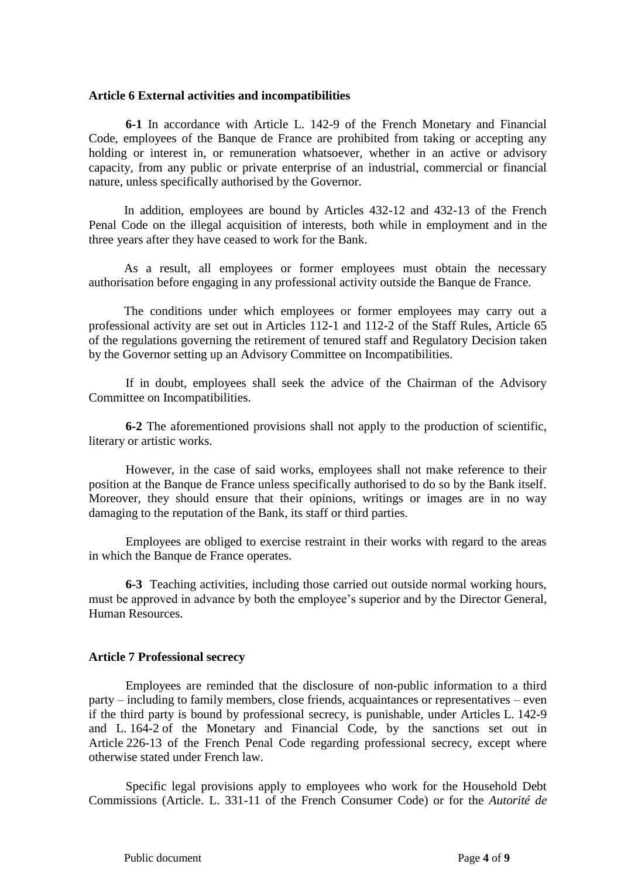**Article 6 External activities and incompatibilities**

**6-1** In accordance with Article L. 142-9 of the French Monetary and Financial Code, employees of the Banque de France are prohibited from taking or accepting any holding or interest in, or remuneration whatsoever, whether in an active or advisory capacity, from any public or private enterprise of an industrial, commercial or financial nature, unless specifically authorised by the Governor.

In addition, employees are bound by Articles 432-12 and 432-13 of the French Penal Code on the illegal acquisition of interests, both while in employment and in the three years after they have ceased to work for the Bank.

As a result, all employees or former employees must obtain the necessary authorisation before engaging in any professional activity outside the Banque de France.

The conditions under which employees or former employees may carry out a professional activity are set out in Articles 112-1 and 112-2 of the Staff Rules, Article 65 of the regulations governing the retirement of tenured staff and Regulatory Decision taken by the Governor setting up an Advisory Committee on Incompatibilities.

If in doubt, employees shall seek the advice of the Chairman of the Advisory Committee on Incompatibilities.

**6-2** The aforementioned provisions shall not apply to the production of scientific, literary or artistic works.

However, in the case of said works, employees shall not make reference to their position at the Banque de France unless specifically authorised to do so by the Bank itself. Moreover, they should ensure that their opinions, writings or images are in no way damaging to the reputation of the Bank, its staff or third parties.

Employees are obliged to exercise restraint in their works with regard to the areas in which the Banque de France operates.

**6-3** Teaching activities, including those carried out outside normal working hours, must be approved in advance by both the employee's superior and by the Director General, Human Resources.

**Article 7 Professional secrecy**

Employees are reminded that the disclosure of non-public information to a third party – including to family members, close friends, acquaintances or representatives – even if the third party is bound by professional secrecy, is punishable, under Articles L. 142-9 and L. 164-2 of the Monetary and Financial Code, by the sanctions set out in Article 226-13 of the French Penal Code regarding professional secrecy, except where otherwise stated under French law.

Specific legal provisions apply to employees who work for the Household Debt Commissions (Article. L. 331-11 of the French Consumer Code) or for the *Autorité de*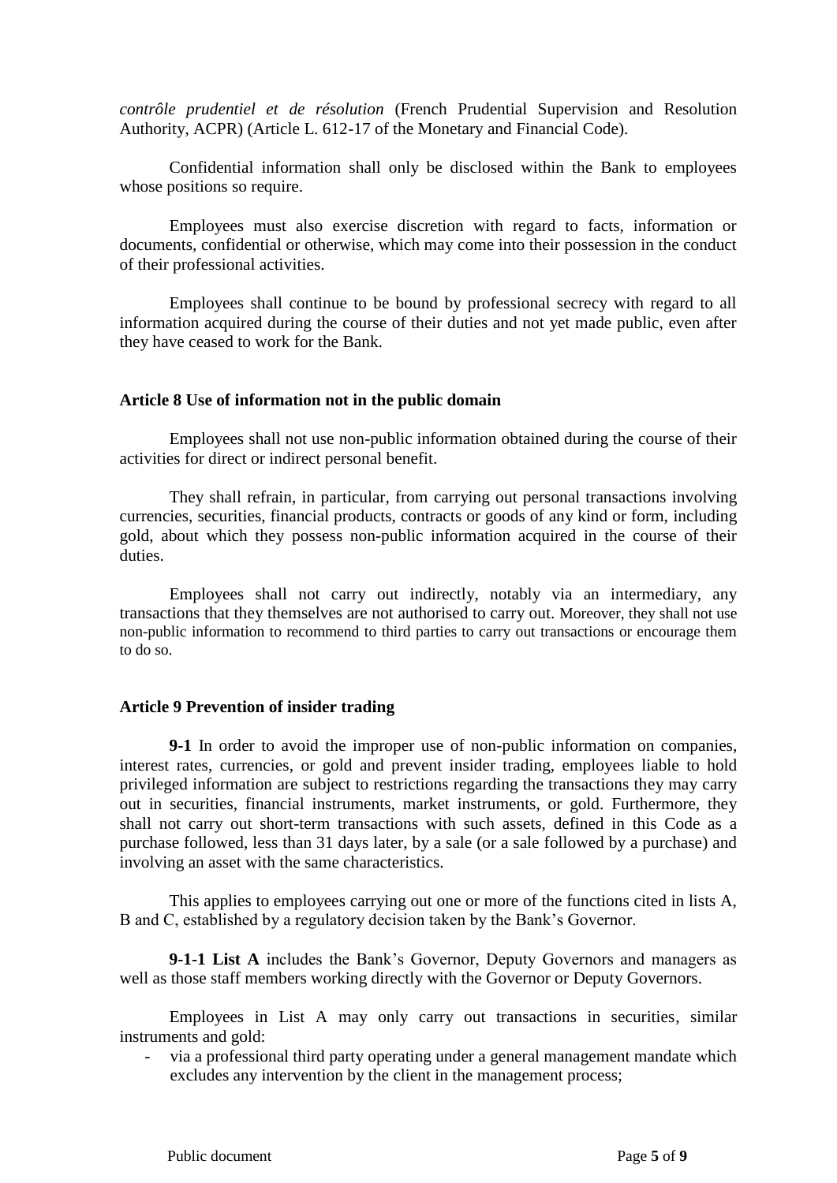*contrôle prudentiel et de résolution* (French Prudential Supervision and Resolution Authority, ACPR) (Article L. 612-17 of the Monetary and Financial Code).

Confidential information shall only be disclosed within the Bank to employees whose positions so require.

Employees must also exercise discretion with regard to facts, information or documents, confidential or otherwise, which may come into their possession in the conduct of their professional activities.

Employees shall continue to be bound by professional secrecy with regard to all information acquired during the course of their duties and not yet made public, even after they have ceased to work for the Bank.

**Article 8 Use of information not in the public domain**

Employees shall not use non-public information obtained during the course of their activities for direct or indirect personal benefit.

They shall refrain, in particular, from carrying out personal transactions involving currencies, securities, financial products, contracts or goods of any kind or form, including gold, about which they possess non-public information acquired in the course of their duties.

Employees shall not carry out indirectly, notably via an intermediary, any transactions that they themselves are not authorised to carry out. Moreover, they shall not use non-public information to recommend to third parties to carry out transactions or encourage them to do so.

**Article 9 Prevention of insider trading**

**9-1** In order to avoid the improper use of non-public information on companies, interest rates, currencies, or gold and prevent insider trading, employees liable to hold privileged information are subject to restrictions regarding the transactions they may carry out in securities, financial instruments, market instruments, or gold. Furthermore, they shall not carry out short-term transactions with such assets, defined in this Code as a purchase followed, less than 31 days later, by a sale (or a sale followed by a purchase) and involving an asset with the same characteristics.

This applies to employees carrying out one or more of the functions cited in lists A, B and C, established by a regulatory decision taken by the Bank's Governor.

**9-1-1 List A** includes the Bank's Governor, Deputy Governors and managers as well as those staff members working directly with the Governor or Deputy Governors.

Employees in List A may only carry out transactions in securities, similar instruments and gold:

- via a professional third party operating under a general management mandate which excludes any intervention by the client in the management process;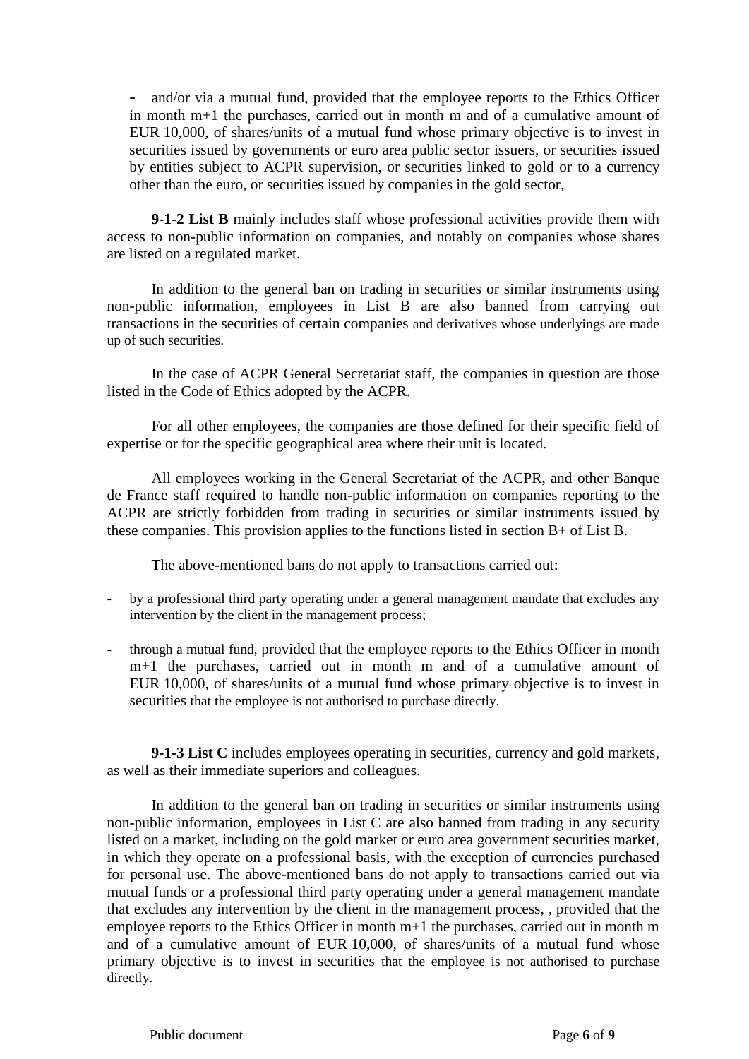- and/or via a mutual fund, provided that the employee reports to the Ethics Officer in month m+1 the purchases, carried out in month m and of a cumulative amount of EUR 10,000, of shares/units of a mutual fund whose primary objective is to invest in securities issued by governments or euro area public sector issuers, or securities issued by entities subject to ACPR supervision, or securities linked to gold or to a currency other than the euro, or securities issued by companies in the gold sector,

**9-1-2 List B** mainly includes staff whose professional activities provide them with access to non-public information on companies, and notably on companies whose shares are listed on a regulated market.

In addition to the general ban on trading in securities or similar instruments using non-public information, employees in List B are also banned from carrying out transactions in the securities of certain companies and derivatives whose underlyings are made up of such securities.

In the case of ACPR General Secretariat staff, the companies in question are those listed in the Code of Ethics adopted by the ACPR.

For all other employees, the companies are those defined for their specific field of expertise or for the specific geographical area where their unit is located.

All employees working in the General Secretariat of the ACPR, and other Banque de France staff required to handle non-public information on companies reporting to the ACPR are strictly forbidden from trading in securities or similar instruments issued by these companies. This provision applies to the functions listed in section B+ of List B.

The above-mentioned bans do not apply to transactions carried out:

- by a professional third party operating under a general management mandate that excludes any intervention by the client in the management process;
- through a mutual fund, provided that the employee reports to the Ethics Officer in month m+1 the purchases, carried out in month m and of a cumulative amount of EUR 10,000, of shares/units of a mutual fund whose primary objective is to invest in securities that the employee is not authorised to purchase directly.

**9-1-3 List C** includes employees operating in securities, currency and gold markets, as well as their immediate superiors and colleagues.

In addition to the general ban on trading in securities or similar instruments using non-public information, employees in List C are also banned from trading in any security listed on a market, including on the gold market or euro area government securities market, in which they operate on a professional basis, with the exception of currencies purchased for personal use. The above-mentioned bans do not apply to transactions carried out via mutual funds or a professional third party operating under a general management mandate that excludes any intervention by the client in the management process, , provided that the employee reports to the Ethics Officer in month m+1 the purchases, carried out in month m and of a cumulative amount of EUR 10,000, of shares/units of a mutual fund whose primary objective is to invest in securities that the employee is not authorised to purchase directly.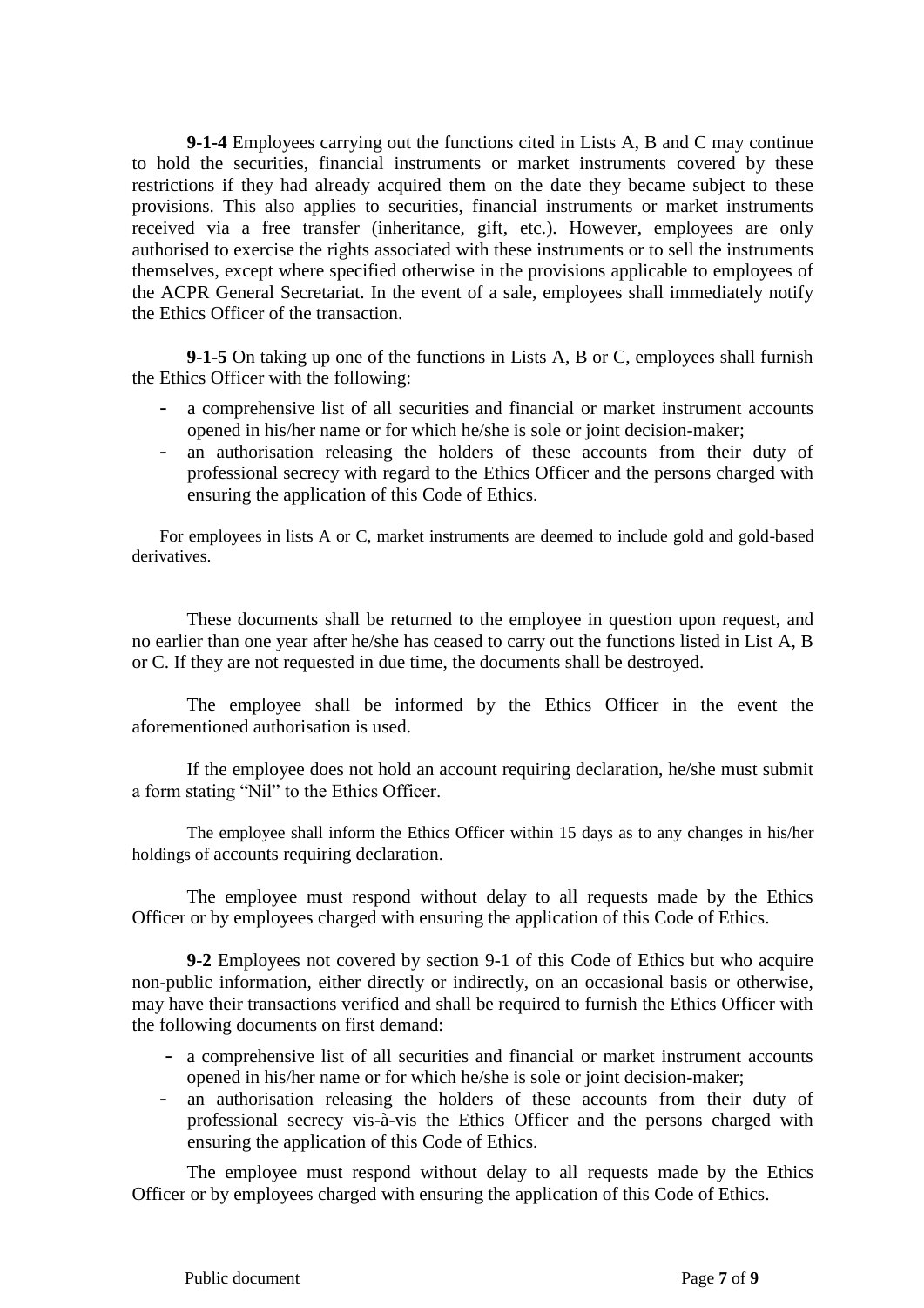**9-1-4** Employees carrying out the functions cited in Lists A, B and C may continue to hold the securities, financial instruments or market instruments covered by these restrictions if they had already acquired them on the date they became subject to these provisions. This also applies to securities, financial instruments or market instruments received via a free transfer (inheritance, gift, etc.). However, employees are only authorised to exercise the rights associated with these instruments or to sell the instruments themselves, except where specified otherwise in the provisions applicable to employees of the ACPR General Secretariat. In the event of a sale, employees shall immediately notify the Ethics Officer of the transaction.

**9-1-5** On taking up one of the functions in Lists A, B or C, employees shall furnish the Ethics Officer with the following:

- a comprehensive list of all securities and financial or market instrument accounts opened in his/her name or for which he/she is sole or joint decision-maker;
- an authorisation releasing the holders of these accounts from their duty of professional secrecy with regard to the Ethics Officer and the persons charged with ensuring the application of this Code of Ethics.

For employees in lists A or C, market instruments are deemed to include gold and gold-based derivatives.

These documents shall be returned to the employee in question upon request, and no earlier than one year after he/she has ceased to carry out the functions listed in List A, B or C. If they are not requested in due time, the documents shall be destroyed.

The employee shall be informed by the Ethics Officer in the event the aforementioned authorisation is used.

If the employee does not hold an account requiring declaration, he/she must submit a form stating "Nil" to the Ethics Officer.

The employee shall inform the Ethics Officer within 15 days as to any changes in his/her holdings of accounts requiring declaration.

The employee must respond without delay to all requests made by the Ethics Officer or by employees charged with ensuring the application of this Code of Ethics.

**9-2** Employees not covered by section 9-1 of this Code of Ethics but who acquire non-public information, either directly or indirectly, on an occasional basis or otherwise, may have their transactions verified and shall be required to furnish the Ethics Officer with the following documents on first demand:

- a comprehensive list of all securities and financial or market instrument accounts opened in his/her name or for which he/she is sole or joint decision-maker;
- an authorisation releasing the holders of these accounts from their duty of professional secrecy vis-à-vis the Ethics Officer and the persons charged with ensuring the application of this Code of Ethics.

The employee must respond without delay to all requests made by the Ethics Officer or by employees charged with ensuring the application of this Code of Ethics.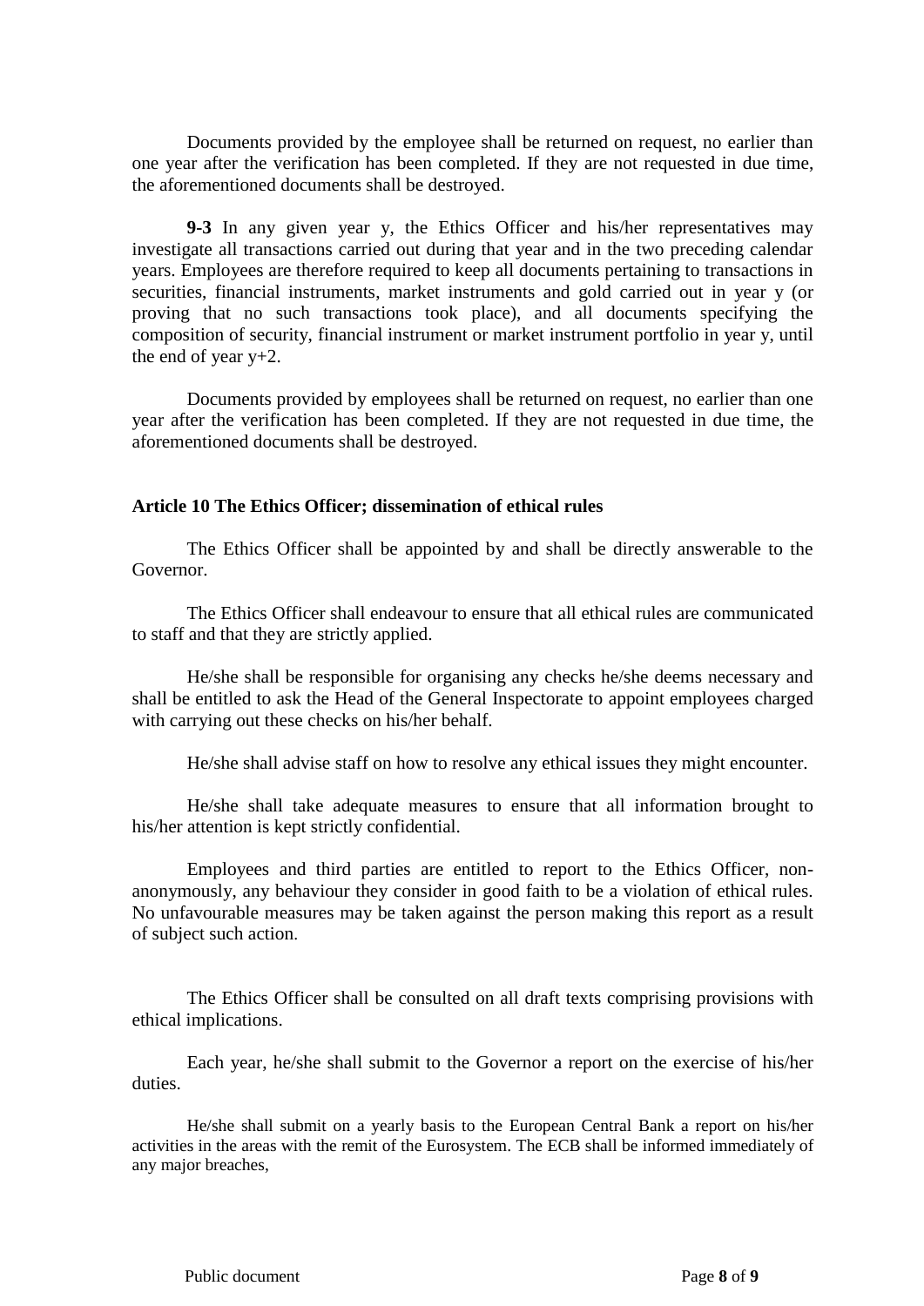Documents provided by the employee shall be returned on request, no earlier than one year after the verification has been completed. If they are not requested in due time, the aforementioned documents shall be destroyed.

**9-3** In any given year y, the Ethics Officer and his/her representatives may investigate all transactions carried out during that year and in the two preceding calendar years. Employees are therefore required to keep all documents pertaining to transactions in securities, financial instruments, market instruments and gold carried out in year y (or proving that no such transactions took place), and all documents specifying the composition of security, financial instrument or market instrument portfolio in year y, until the end of year y+2.

Documents provided by employees shall be returned on request, no earlier than one year after the verification has been completed. If they are not requested in due time, the aforementioned documents shall be destroyed.

### Article 10 The Ethics Officer; dissemination of ethical rules

The Ethics Officer shall be appointed by and shall be directly answerable to the Governor.

The Ethics Officer shall endeavour to ensure that all ethical rules are communicated to staff and that they are strictly applied.

He/she shall be responsible for organising any checks he/she deems necessary and shall be entitled to ask the Head of the General Inspectorate to appoint employees charged with carrying out these checks on his/her behalf.

He/she shall advise staff on how to resolve any ethical issues they might encounter.

He/she shall take adequate measures to ensure that all information brought to his/her attention is kept strictly confidential.

Employees and third parties are entitled to report to the Ethics Officer, non-anonymously, any behaviour they consider in good faith to be a violation of ethical rules. No unfavourable measures may be taken against the person making this report as a result of subject such action.

The Ethics Officer shall be consulted on all draft texts comprising provisions with ethical implications.

Each year, he/she shall submit to the Governor a report on the exercise of his/her duties.

He/she shall submit on a yearly basis to the European Central Bank a report on his/her activities in the areas with the remit of the Eurosystem. The ECB shall be informed immediately of any major breaches,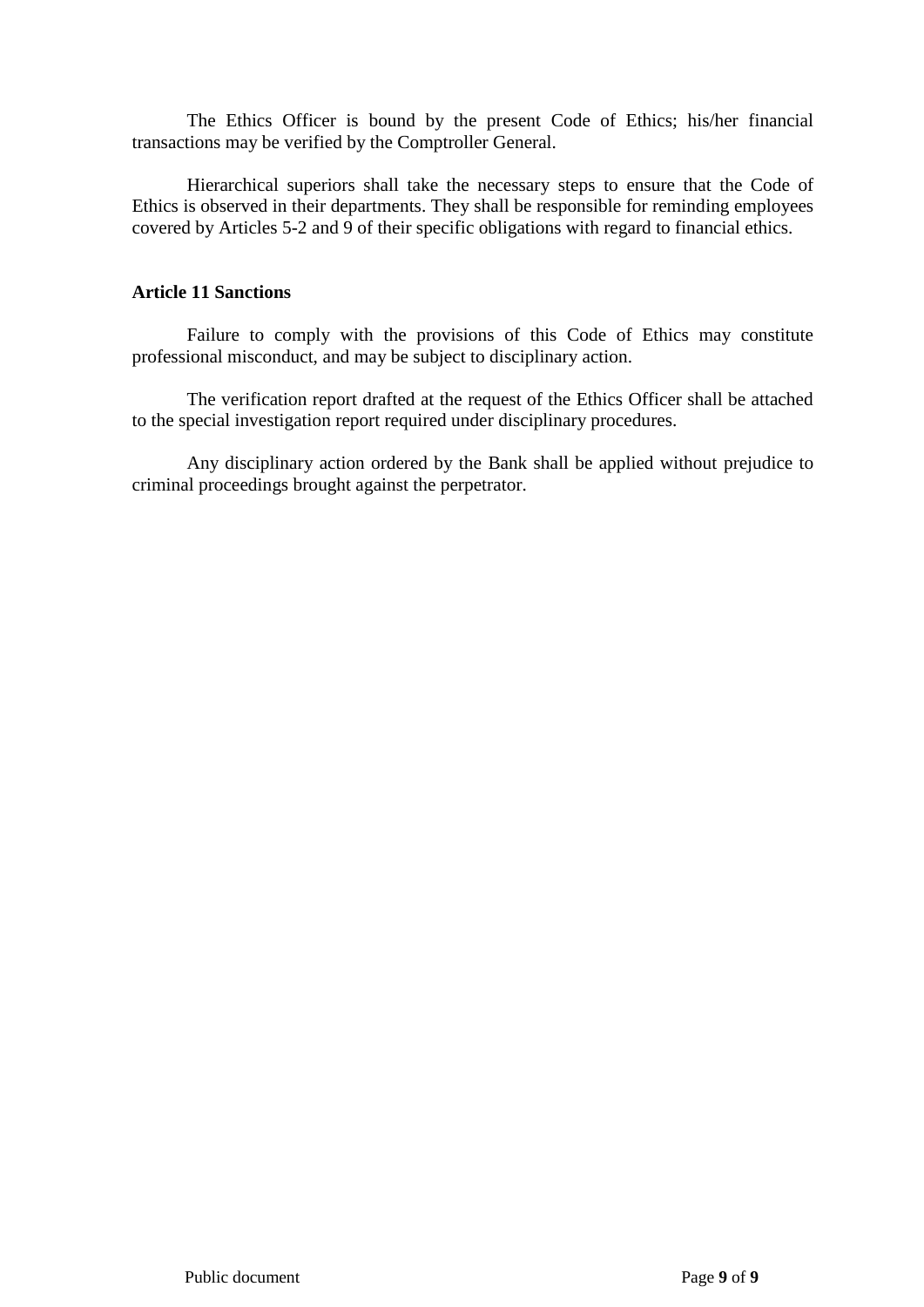The Ethics Officer is bound by the present Code of Ethics; his/her financial transactions may be verified by the Comptroller General.

Hierarchical superiors shall take the necessary steps to ensure that the Code of Ethics is observed in their departments. They shall be responsible for reminding employees covered by Articles 5-2 and 9 of their specific obligations with regard to financial ethics.

**Article 11 Sanctions**

Failure to comply with the provisions of this Code of Ethics may constitute professional misconduct, and may be subject to disciplinary action.

The verification report drafted at the request of the Ethics Officer shall be attached to the special investigation report required under disciplinary procedures.

Any disciplinary action ordered by the Bank shall be applied without prejudice to criminal proceedings brought against the perpetrator.